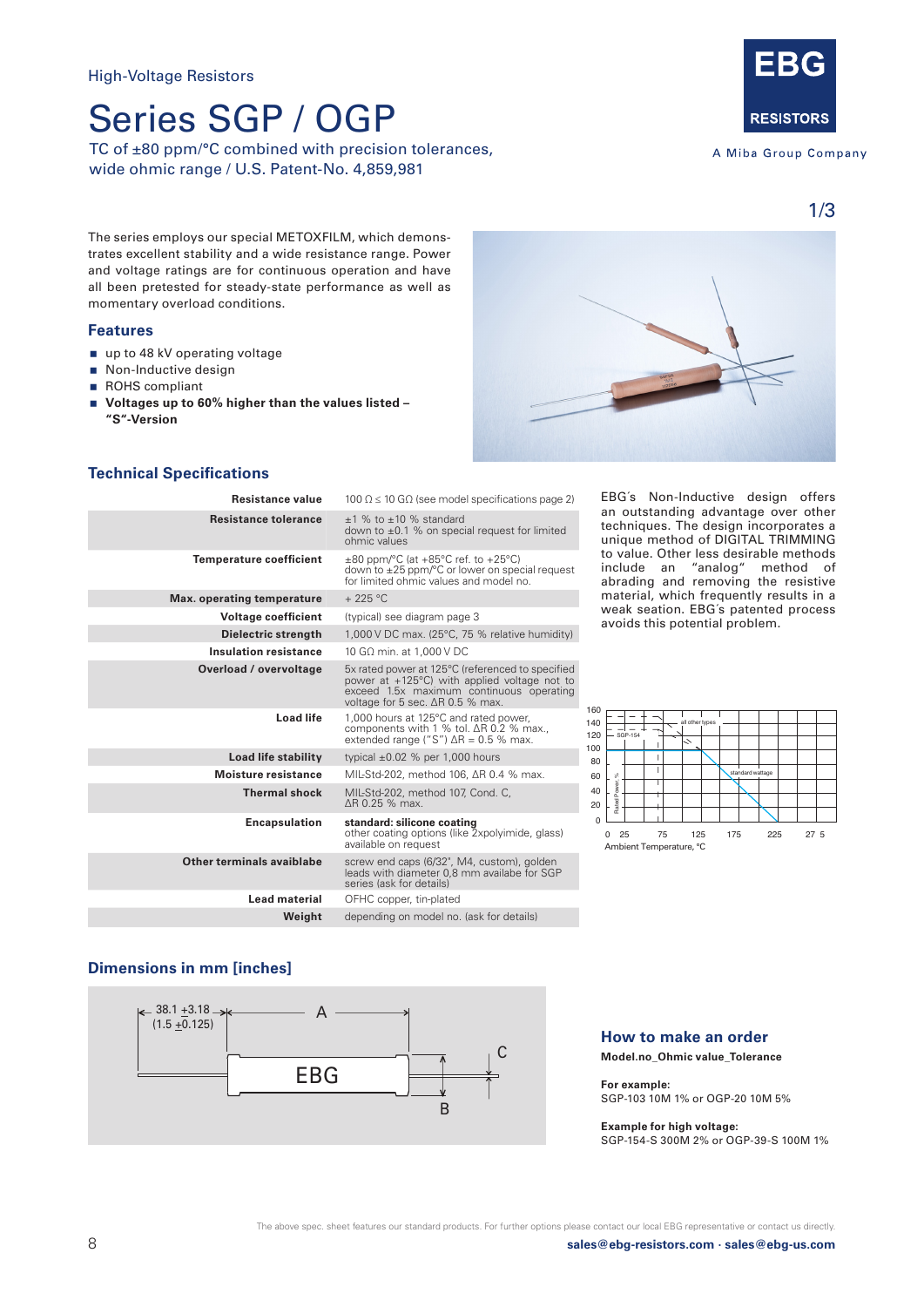High-Voltage Resistors

# Series SGP / OGP

TC of ±80 ppm/°C combined with precision tolerances, wide ohmic range / U.S. Patent-No. 4,859,981

The series employs our special METOXFILM, which demonstrates excellent stability and a wide resistance range. Power and voltage ratings are for continuous operation and have all been pretested for steady-state performance as well as momentary overload conditions.

## Features

- up to 48 kV operating voltage
- Non-Inductive design
- ROHS compliant
- **Voltages up to 60% higher than the values listed – "S"-Version**

## Technical Specifications

| | |
|---|---|
| **Resistance value** | 100 Ω ≤ 10 GΩ (see model specifications page 2) |
| **Resistance tolerance** | ±1 % to ±10 % standard down to ±0.1 % on special request for limited ohmic values |
| **Temperature coefficient** | ±80 ppm/°C (at +85°C ref. to +25°C) down to ±25 ppm/°C or lower on special request for limited ohmic values and model no. |
| **Max. operating temperature** | + 225 °C |
| **Voltage coefficient** | (typical) see diagram page 3 |
| **Dielectric strength** | 1,000 V DC max. (25°C, 75 % relative humidity) |
| **Insulation resistance** | 10 GΩ min. at 1,000 V DC |
| **Overload / overvoltage** | 5x rated power at 125°C (referenced to specified power at +125°C) with applied voltage not to exceed 1.5x maximum continuous operating voltage for 5 sec. ΔR 0.5 % max. |
| **Load life** | 1,000 hours at 125°C and rated power, components with 1 % tol. ΔR 0.2 % max., extended range ("S") ΔR = 0.5 % max. |
| **Load life stability** | typical ±0.02 % per 1,000 hours |
| **Moisture resistance** | MIL-Std-202, method 106, ΔR 0.4 % max. |
| **Thermal shock** | MIL-Std-202, method 107, Cond. C, ΔR 0.25 % max. |
| **Encapsulation** | **standard: silicone coating** other coating options (like 2xpolyimide, glass) available on request |
| **Other terminals avaiblabe** | screw end caps (6/32", M4, custom), golden leads with diameter 0,8 mm availabe for SGP series (ask for details) |
| **Lead material** | OFHC copper, tin-plated |
| **Weight** | depending on model no. (ask for details) |

EBG´s Non-Inductive design offers an outstanding advantage over other techniques. The design incorporates a unique method of DIGITAL TRIMMING to value. Other less desirable methods include an "analog" method of abrading and removing the resistive material, which frequently results in a weak seation. EBG´s patented process avoids this potential problem.

Rated Power, % (0–160) vs. Ambient Temperature, °C (0, 25, 75, 125, 175, 225, 275) — curves: SGP-154, all other types, standard wattage

## Dimensions in mm [inches]

38.1 ±3.18 (1.5 ±0.125) — A — B — C — EBG

## How to make an order

**Model.no_Ohmic value_Tolerance**

**For example:**
SGP-103 10M 1% or OGP-20 10M 5%

**Example for high voltage:**
SGP-154-S 300M 2% or OGP-39-S 100M 1%

The above spec. sheet features our standard products. For further options please contact our local EBG representative or contact us directly.

**sales@ebg-resistors.com · sales@ebg-us.com**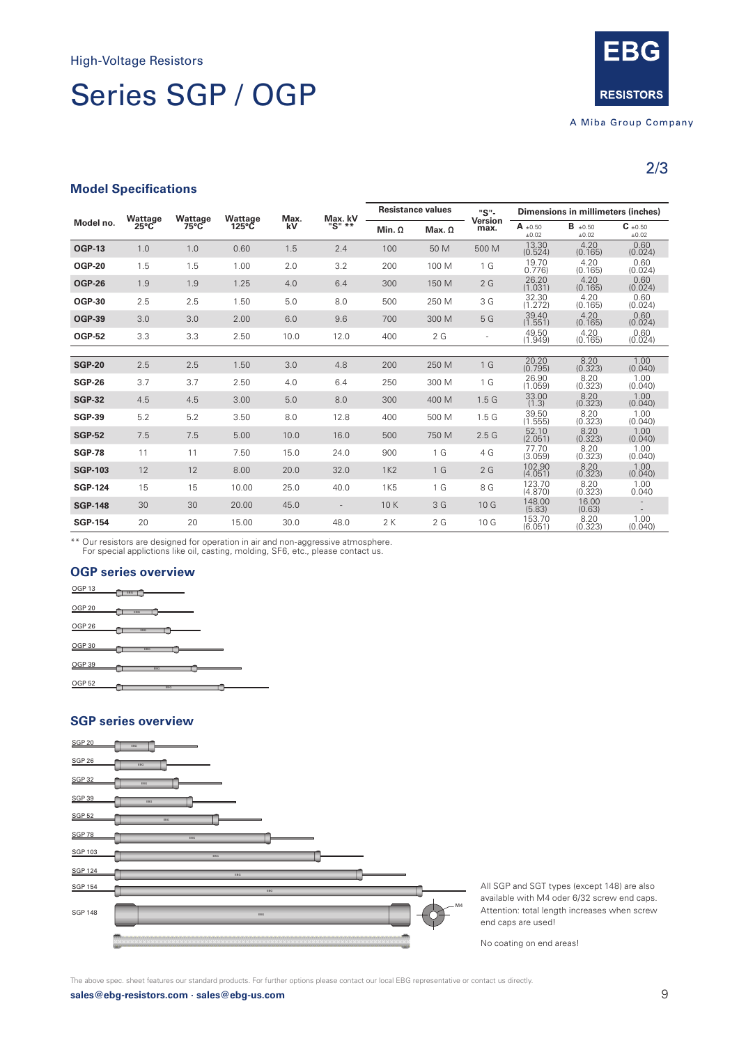High-Voltage Resistors

# Series SGP / OGP

EBG RESISTORS

A Miba Group Company

## Model Specifications

| Model no. | Wattage 25°C | Wattage 75°C | Wattage 125°C | Max. kV | Max. kV "S" ** | Resistance values | | "S"-Version max. | Dimensions in millimeters (inches) | | |
|---|---|---|---|---|---|---|---|---|---|---|---|
| | | | | | | Min. Ω | Max. Ω | | A ±0.50 ±0.02 | B ±0.50 ±0.02 | C ±0.50 ±0.02 |
| **OGP-13** | 1.0 | 1.0 | 0.60 | 1.5 | 2.4 | 100 | 50 M | 500 M | 13.30 (0.524) | 4.20 (0.165) | 0.60 (0.024) |
| **OGP-20** | 1.5 | 1.5 | 1.00 | 2.0 | 3.2 | 200 | 100 M | 1 G | 19.70 0.776) | 4.20 (0.165) | 0.60 (0.024) |
| **OGP-26** | 1.9 | 1.9 | 1.25 | 4.0 | 6.4 | 300 | 150 M | 2 G | 26.20 (1.031) | 4.20 (0.165) | 0.60 (0.024) |
| **OGP-30** | 2.5 | 2.5 | 1.50 | 5.0 | 8.0 | 500 | 250 M | 3 G | 32.30 (1.272) | 4.20 (0.165) | 0.60 (0.024) |
| **OGP-39** | 3.0 | 3.0 | 2.00 | 6.0 | 9.6 | 700 | 300 M | 5 G | 39.40 (1.551) | 4.20 (0.165) | 0.60 (0.024) |
| **OGP-52** | 3.3 | 3.3 | 2.50 | 10.0 | 12.0 | 400 | 2 G | - | 49.50 (1.949) | 4.20 (0.165) | 0.60 (0.024) |
| **SGP-20** | 2.5 | 2.5 | 1.50 | 3.0 | 4.8 | 200 | 250 M | 1 G | 20.20 (0.795) | 8.20 (0.323) | 1.00 (0.040) |
| **SGP-26** | 3.7 | 3.7 | 2.50 | 4.0 | 6.4 | 250 | 300 M | 1 G | 26.90 (1.059) | 8.20 (0.323) | 1.00 (0.040) |
| **SGP-32** | 4.5 | 4.5 | 3.00 | 5.0 | 8.0 | 300 | 400 M | 1.5 G | 33.00 (1.3) | 8.20 (0.323) | 1.00 (0.040) |
| **SGP-39** | 5.2 | 5.2 | 3.50 | 8.0 | 12.8 | 400 | 500 M | 1.5 G | 39.50 (1.555) | 8.20 (0.323) | 1.00 (0.040) |
| **SGP-52** | 7.5 | 7.5 | 5.00 | 10.0 | 16.0 | 500 | 750 M | 2.5 G | 52.10 (2.051) | 8.20 (0.323) | 1.00 (0.040) |
| **SGP-78** | 11 | 11 | 7.50 | 15.0 | 24.0 | 900 | 1 G | 4 G | 77.70 (3.059) | 8.20 (0.323) | 1.00 (0.040) |
| **SGP-103** | 12 | 12 | 8.00 | 20.0 | 32.0 | 1K2 | 1 G | 2 G | 102.90 (4.051) | 8.20 (0.323) | 1.00 (0.040) |
| **SGP-124** | 15 | 15 | 10.00 | 25.0 | 40.0 | 1K5 | 1 G | 8 G | 123.70 (4.870) | 8.20 (0.323) | 1.00 0.040 |
| **SGP-148** | 30 | 30 | 20.00 | 45.0 | - | 10 K | 3 G | 10 G | 148.00 (5.83) | 16.00 (0.63) | - - |
| **SGP-154** | 20 | 20 | 15.00 | 30.0 | 48.0 | 2 K | 2 G | 10 G | 153.70 (6.051) | 8.20 (0.323) | 1.00 (0.040) |

** Our resistors are designed for operation in air and non-aggressive atmosphere.
For special applictions like oil, casting, molding, SF6, etc., please contact us.

### OGP series overview

OGP 13

OGP 20

OGP 26

OGP 30

OGP 39

OGP 52

### SGP series overview

SGP 20

SGP 26

SGP 32

SGP 39

SGP 52

SGP 78

SGP 103

SGP 124

SGP 154

SGP 148

M4

All SGP and SGT types (except 148) are also available with M4 oder 6/32 screw end caps. Attention: total length increases when screw end caps are used!

No coating on end areas!

The above spec. sheet features our standard products. For further options please contact our local EBG representative or contact us directly.

**sales@ebg-resistors.com · sales@ebg-us.com**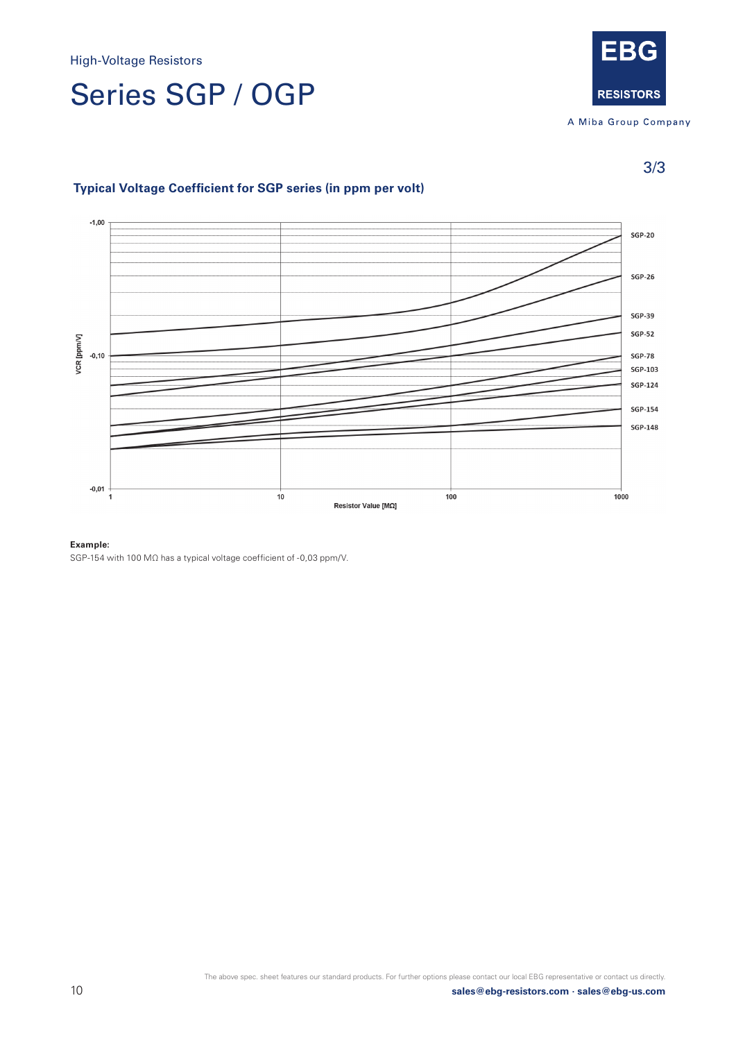High-Voltage Resistors

# Series SGP / OGP

### Typical Voltage Coefficient for SGP series (in ppm per volt)

-1,00

-0,10

-0,01

VCR [ppm/V]

1

10

100

1000

Resistor Value [MΩ]

SGP-20

SGP-26

SGP-39

SGP-52

SGP-78

SGP-103

SGP-124

SGP-154

SGP-148

**Example:**

SGP-154 with 100 MΩ has a typical voltage coefficient of -0,03 ppm/V.

The above spec. sheet features our standard products. For further options please contact our local EBG representative or contact us directly.

**sales@ebg-resistors.com · sales@ebg-us.com**